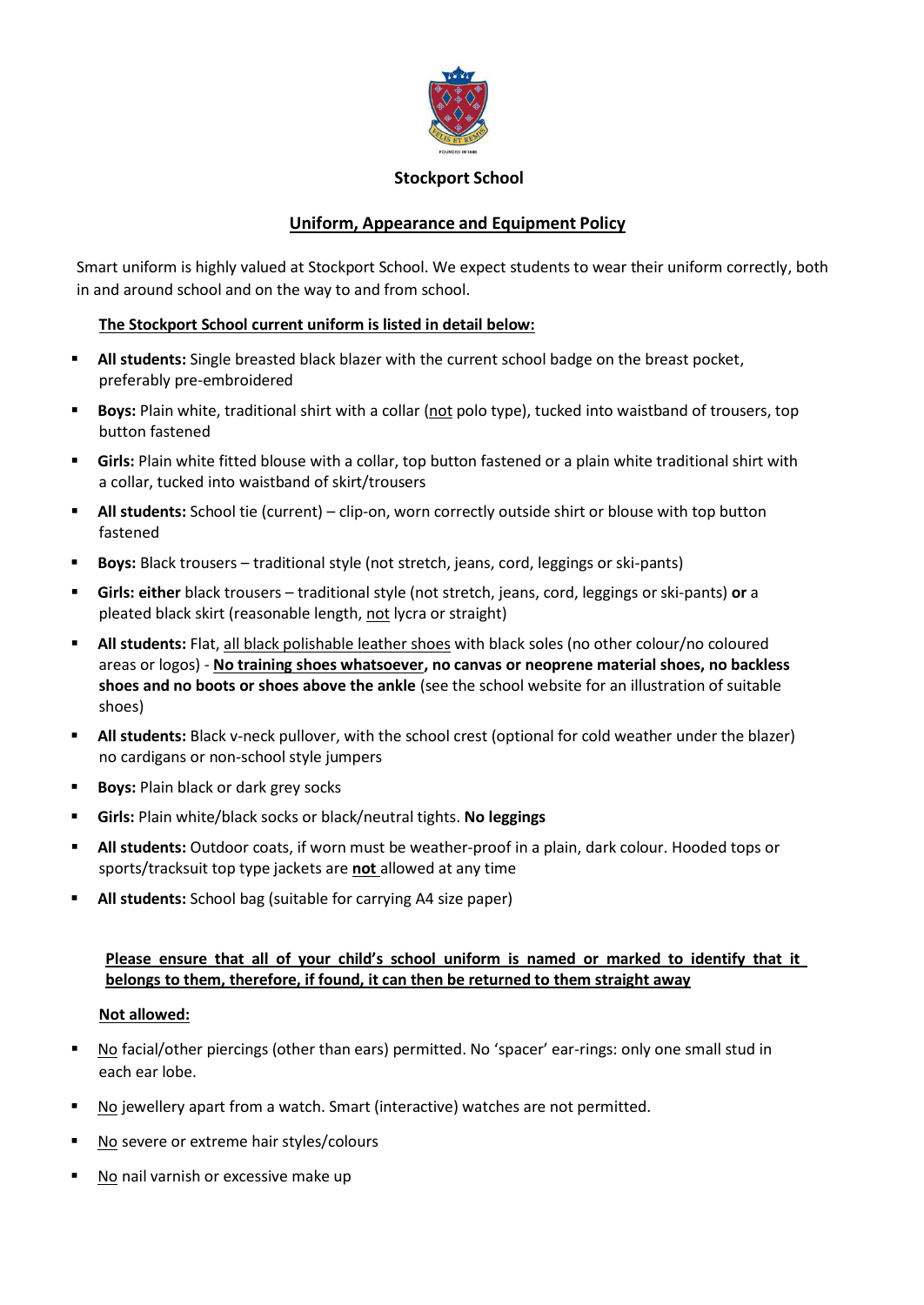# Stockport School

## Uniform, Appearance and Equipment Policy

Smart uniform is highly valued at Stockport School. We expect students to wear their uniform correctly, both in and around school and on the way to and from school.

### The Stockport School current uniform is listed in detail below:

- **All students:** Single breasted black blazer with the current school badge on the breast pocket, preferably pre-embroidered
- **Boys:** Plain white, traditional shirt with a collar (not polo type), tucked into waistband of trousers, top button fastened
- **Girls:** Plain white fitted blouse with a collar, top button fastened or a plain white traditional shirt with a collar, tucked into waistband of skirt/trousers
- **All students:** School tie (current) – clip-on, worn correctly outside shirt or blouse with top button fastened
- **Boys:** Black trousers – traditional style (not stretch, jeans, cord, leggings or ski-pants)
- **Girls: either** black trousers – traditional style (not stretch, jeans, cord, leggings or ski-pants) **or** a pleated black skirt (reasonable length, not lycra or straight)
- **All students:** Flat, all black polishable leather shoes with black soles (no other colour/no coloured areas or logos) - **No training shoes whatsoever, no canvas or neoprene material shoes, no backless shoes and no boots or shoes above the ankle** (see the school website for an illustration of suitable shoes)
- **All students:** Black v-neck pullover, with the school crest (optional for cold weather under the blazer) no cardigans or non-school style jumpers
- **Boys:** Plain black or dark grey socks
- **Girls:** Plain white/black socks or black/neutral tights. **No leggings**
- **All students:** Outdoor coats, if worn must be weather-proof in a plain, dark colour. Hooded tops or sports/tracksuit top type jackets are **not** allowed at any time
- **All students:** School bag (suitable for carrying A4 size paper)

**Please ensure that all of your child's school uniform is named or marked to identify that it belongs to them, therefore, if found, it can then be returned to them straight away**

### Not allowed:

- No facial/other piercings (other than ears) permitted. No 'spacer' ear-rings: only one small stud in each ear lobe.
- No jewellery apart from a watch. Smart (interactive) watches are not permitted.
- No severe or extreme hair styles/colours
- No nail varnish or excessive make up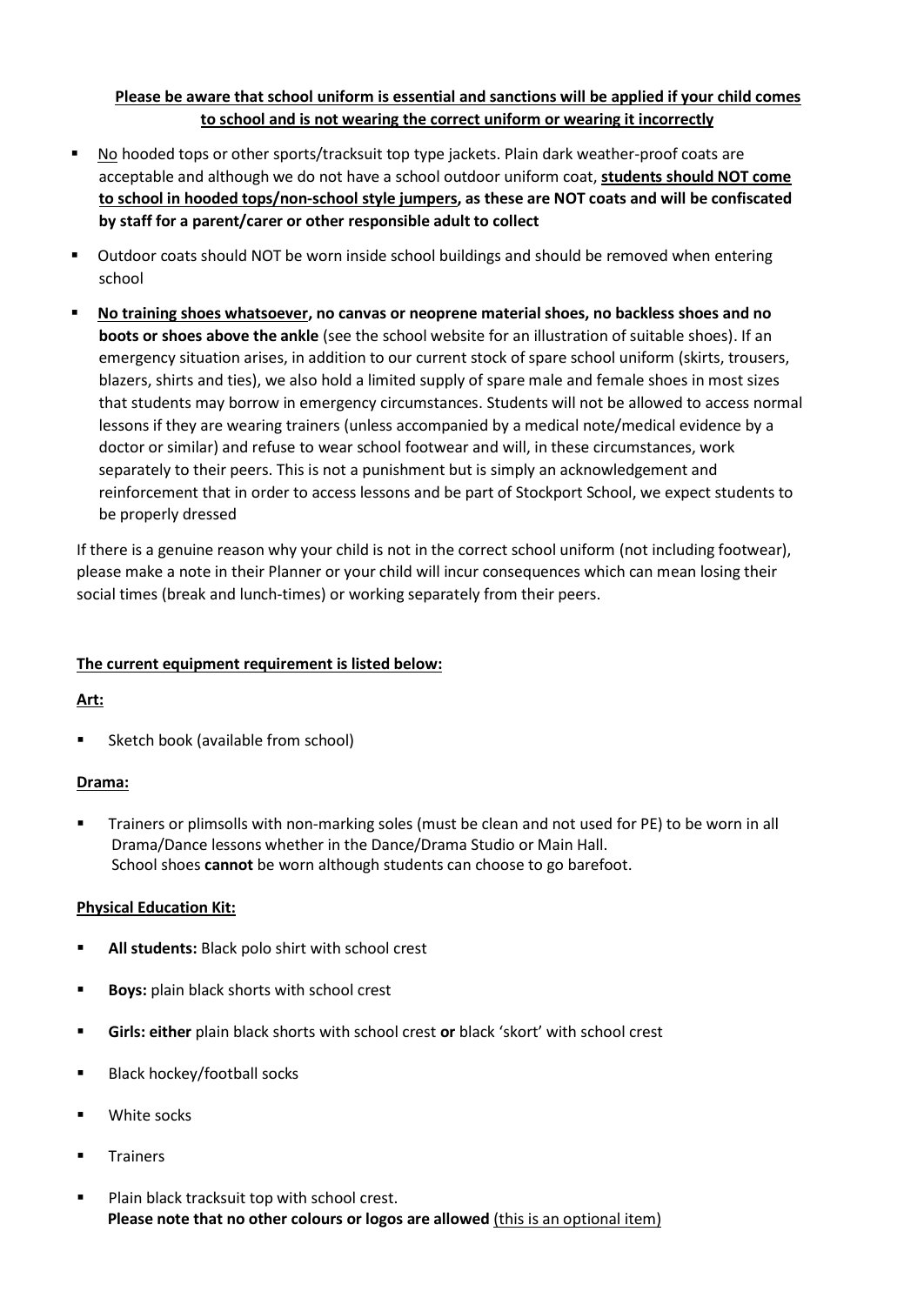**Please be aware that school uniform is essential and sanctions will be applied if your child comes to school and is not wearing the correct uniform or wearing it incorrectly**

- No hooded tops or other sports/tracksuit top type jackets. Plain dark weather-proof coats are acceptable and although we do not have a school outdoor uniform coat, **students should NOT come to school in hooded tops/non-school style jumpers, as these are NOT coats and will be confiscated by staff for a parent/carer or other responsible adult to collect**
- Outdoor coats should NOT be worn inside school buildings and should be removed when entering school
- **No training shoes whatsoever, no canvas or neoprene material shoes, no backless shoes and no boots or shoes above the ankle** (see the school website for an illustration of suitable shoes). If an emergency situation arises, in addition to our current stock of spare school uniform (skirts, trousers, blazers, shirts and ties), we also hold a limited supply of spare male and female shoes in most sizes that students may borrow in emergency circumstances. Students will not be allowed to access normal lessons if they are wearing trainers (unless accompanied by a medical note/medical evidence by a doctor or similar) and refuse to wear school footwear and will, in these circumstances, work separately to their peers. This is not a punishment but is simply an acknowledgement and reinforcement that in order to access lessons and be part of Stockport School, we expect students to be properly dressed

If there is a genuine reason why your child is not in the correct school uniform (not including footwear), please make a note in their Planner or your child will incur consequences which can mean losing their social times (break and lunch-times) or working separately from their peers.

**The current equipment requirement is listed below:**

**Art:**

- Sketch book (available from school)

**Drama:**

- Trainers or plimsolls with non-marking soles (must be clean and not used for PE) to be worn in all Drama/Dance lessons whether in the Dance/Drama Studio or Main Hall.
  School shoes **cannot** be worn although students can choose to go barefoot.

**Physical Education Kit:**

- **All students:** Black polo shirt with school crest
- **Boys:** plain black shorts with school crest
- **Girls: either** plain black shorts with school crest **or** black 'skort' with school crest
- Black hockey/football socks
- White socks
- Trainers
- Plain black tracksuit top with school crest.
  **Please note that no other colours or logos are allowed** (this is an optional item)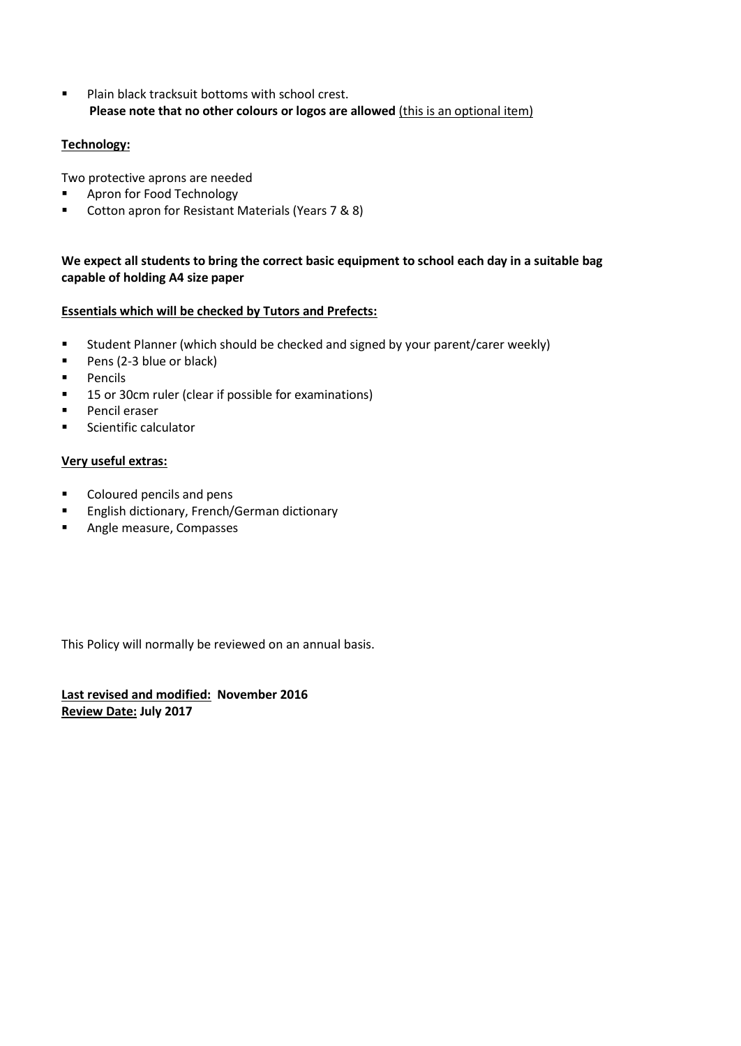- Plain black tracksuit bottoms with school crest.
  **Please note that no other colours or logos are allowed** (this is an optional item)

**Technology:**

Two protective aprons are needed

- Apron for Food Technology
- Cotton apron for Resistant Materials (Years 7 & 8)

**We expect all students to bring the correct basic equipment to school each day in a suitable bag capable of holding A4 size paper**

**Essentials which will be checked by Tutors and Prefects:**

- Student Planner (which should be checked and signed by your parent/carer weekly)
- Pens (2-3 blue or black)
- Pencils
- 15 or 30cm ruler (clear if possible for examinations)
- Pencil eraser
- Scientific calculator

**Very useful extras:**

- Coloured pencils and pens
- English dictionary, French/German dictionary
- Angle measure, Compasses

This Policy will normally be reviewed on an annual basis.

**Last revised and modified: November 2016**
**Review Date: July 2017**